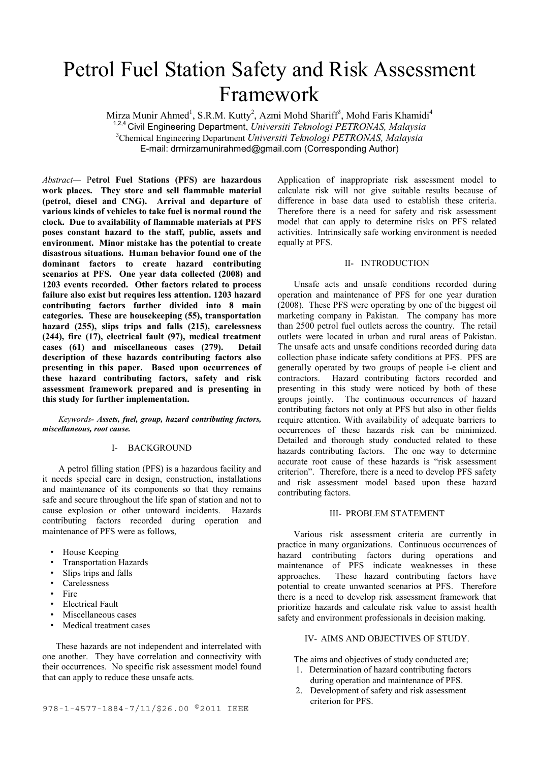// Petrol Fuel Station Safety and Risk Assessment Framework

Mirza Munir Ahmed[1], S.R.M. Kutty[2], Azmi Mohd Shariff[3], Mohd Faris Khamidi[4]

[1,2,4] Civil Engineering Department, *Universiti Teknologi PETRONAS, Malaysia*

[3]Chemical Engineering Department *Universiti Teknologi PETRONAS, Malaysia*

E-mail: drmirzamunirahmed@gmail.com (Corresponding Author)

*Abstract*— **Petrol Fuel Stations (PFS) are hazardous work places. They store and sell flammable material (petrol, diesel and CNG). Arrival and departure of various kinds of vehicles to take fuel is normal round the clock. Due to availability of flammable materials at PFS poses constant hazard to the staff, public, assets and environment. Minor mistake has the potential to create disastrous situations. Human behavior found one of the dominant factors to create hazard contributing scenarios at PFS. One year data collected (2008) and 1203 events recorded. Other factors related to process failure also exist but requires less attention. 1203 hazard contributing factors further divided into 8 main categories. These are housekeeping (55), transportation hazard (255), slips trips and falls (215), carelessness (244), fire (17), electrical fault (97), medical treatment cases (61) and miscellaneous cases (279). Detail description of these hazards contributing factors also presenting in this paper. Based upon occurrences of these hazard contributing factors, safety and risk assessment framework prepared and is presenting in this study for further implementation.**

*Keywords- **Assets, fuel, group, hazard contributing factors, miscellaneous, root cause.***

## I- BACKGROUND

A petrol filling station (PFS) is a hazardous facility and it needs special care in design, construction, installations and maintenance of its components so that they remains safe and secure throughout the life span of station and not to cause explosion or other untoward incidents. Hazards contributing factors recorded during operation and maintenance of PFS were as follows,

- House Keeping
- Transportation Hazards
- Slips trips and falls
- Carelessness
- Fire
- Electrical Fault
- Miscellaneous cases
- Medical treatment cases

These hazards are not independent and interrelated with one another. They have correlation and connectivity with their occurrences. No specific risk assessment model found that can apply to reduce these unsafe acts.

Application of inappropriate risk assessment model to calculate risk will not give suitable results because of difference in base data used to establish these criteria. Therefore there is a need for safety and risk assessment model that can apply to determine risks on PFS related activities. Intrinsically safe working environment is needed equally at PFS.

## II- INTRODUCTION

Unsafe acts and unsafe conditions recorded during operation and maintenance of PFS for one year duration (2008). These PFS were operating by one of the biggest oil marketing company in Pakistan. The company has more than 2500 petrol fuel outlets across the country. The retail outlets were located in urban and rural areas of Pakistan. The unsafe acts and unsafe conditions recorded during data collection phase indicate safety conditions at PFS. PFS are generally operated by two groups of people i-e client and contractors. Hazard contributing factors recorded and presenting in this study were noticed by both of these groups jointly. The continuous occurrences of hazard contributing factors not only at PFS but also in other fields require attention. With availability of adequate barriers to occurrences of these hazards risk can be minimized. Detailed and thorough study conducted related to these hazards contributing factors. The one way to determine accurate root cause of these hazards is "risk assessment criterion". Therefore, there is a need to develop PFS safety and risk assessment model based upon these hazard contributing factors.

## III- PROBLEM STATEMENT

Various risk assessment criteria are currently in practice in many organizations. Continuous occurrences of hazard contributing factors during operations and maintenance of PFS indicate weaknesses in these approaches. These hazard contributing factors have potential to create unwanted scenarios at PFS. Therefore there is a need to develop risk assessment framework that prioritize hazards and calculate risk value to assist health safety and environment professionals in decision making.

## IV- AIMS AND OBJECTIVES OF STUDY.

The aims and objectives of study conducted are;

1. Determination of hazard contributing factors during operation and maintenance of PFS.
2. Development of safety and risk assessment criterion for PFS.

978-1-4577-1884-7/11/$26.00 ©2011 IEEE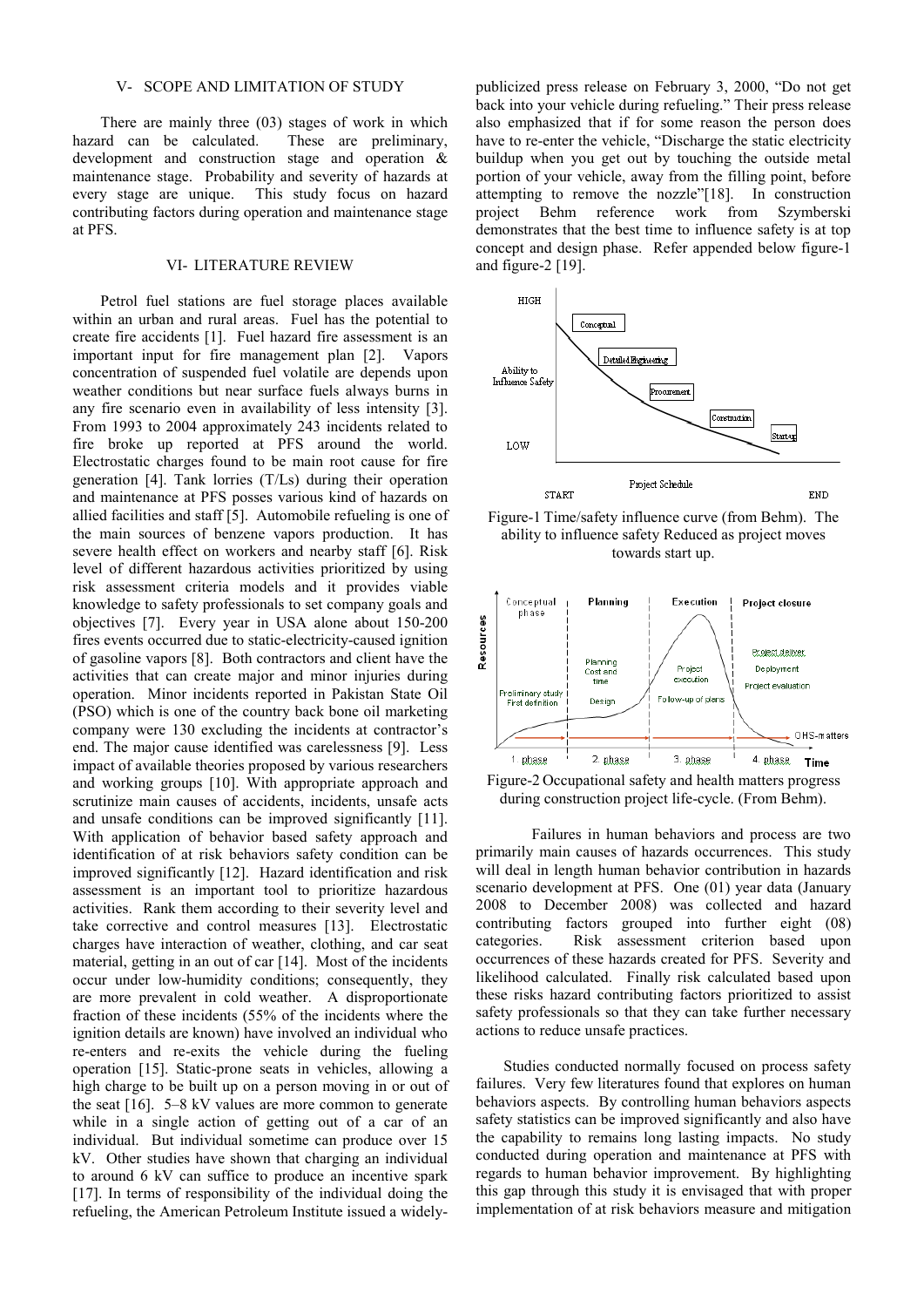## V- SCOPE AND LIMITATION OF STUDY

There are mainly three (03) stages of work in which hazard can be calculated. These are preliminary, development and construction stage and operation & maintenance stage. Probability and severity of hazards at every stage are unique. This study focus on hazard contributing factors during operation and maintenance stage at PFS.

## VI- LITERATURE REVIEW

Petrol fuel stations are fuel storage places available within an urban and rural areas. Fuel has the potential to create fire accidents [1]. Fuel hazard fire assessment is an important input for fire management plan [2]. Vapors concentration of suspended fuel volatile are depends upon weather conditions but near surface fuels always burns in any fire scenario even in availability of less intensity [3]. From 1993 to 2004 approximately 243 incidents related to fire broke up reported at PFS around the world. Electrostatic charges found to be main root cause for fire generation [4]. Tank lorries (T/Ls) during their operation and maintenance at PFS posses various kind of hazards on allied facilities and staff [5]. Automobile refueling is one of the main sources of benzene vapors production. It has severe health effect on workers and nearby staff [6]. Risk level of different hazardous activities prioritized by using risk assessment criteria models and it provides viable knowledge to safety professionals to set company goals and objectives [7]. Every year in USA alone about 150-200 fires events occurred due to static-electricity-caused ignition of gasoline vapors [8]. Both contractors and client have the activities that can create major and minor injuries during operation. Minor incidents reported in Pakistan State Oil (PSO) which is one of the country back bone oil marketing company were 130 excluding the incidents at contractor's end. The major cause identified was carelessness [9]. Less impact of available theories proposed by various researchers and working groups [10]. With appropriate approach and scrutinize main causes of accidents, incidents, unsafe acts and unsafe conditions can be improved significantly [11]. With application of behavior based safety approach and identification of at risk behaviors safety condition can be improved significantly [12]. Hazard identification and risk assessment is an important tool to prioritize hazardous activities. Rank them according to their severity level and take corrective and control measures [13]. Electrostatic charges have interaction of weather, clothing, and car seat material, getting in an out of car [14]. Most of the incidents occur under low-humidity conditions; consequently, they are more prevalent in cold weather. A disproportionate fraction of these incidents (55% of the incidents where the ignition details are known) have involved an individual who re-enters and re-exits the vehicle during the fueling operation [15]. Static-prone seats in vehicles, allowing a high charge to be built up on a person moving in or out of the seat [16]. 5–8 kV values are more common to generate while in a single action of getting out of a car of an individual. But individual sometime can produce over 15 kV. Other studies have shown that charging an individual to around 6 kV can suffice to produce an incentive spark [17]. In terms of responsibility of the individual doing the refueling, the American Petroleum Institute issued a widely-publicized press release on February 3, 2000, "Do not get back into your vehicle during refueling." Their press release also emphasized that if for some reason the person does have to re-enter the vehicle, "Discharge the static electricity buildup when you get out by touching the outside metal portion of your vehicle, away from the filling point, before attempting to remove the nozzle"[18]. In construction project Behm reference work from Szymberski demonstrates that the best time to influence safety is at top concept and design phase. Refer appended below figure-1 and figure-2 [19].

Figure-1 Time/safety influence curve (from Behm). The ability to influence safety Reduced as project moves towards start up.

Figure-2 Occupational safety and health matters progress during construction project life-cycle. (From Behm).

Failures in human behaviors and process are two primarily main causes of hazards occurrences. This study will deal in length human behavior contribution in hazards scenario development at PFS. One (01) year data (January 2008 to December 2008) was collected and hazard contributing factors grouped into further eight (08) categories. Risk assessment criterion based upon occurrences of these hazards created for PFS. Severity and likelihood calculated. Finally risk calculated based upon these risks hazard contributing factors prioritized to assist safety professionals so that they can take further necessary actions to reduce unsafe practices.

Studies conducted normally focused on process safety failures. Very few literatures found that explores on human behaviors aspects. By controlling human behaviors aspects safety statistics can be improved significantly and also have the capability to remains long lasting impacts. No study conducted during operation and maintenance at PFS with regards to human behavior improvement. By highlighting this gap through this study it is envisaged that with proper implementation of at risk behaviors measure and mitigation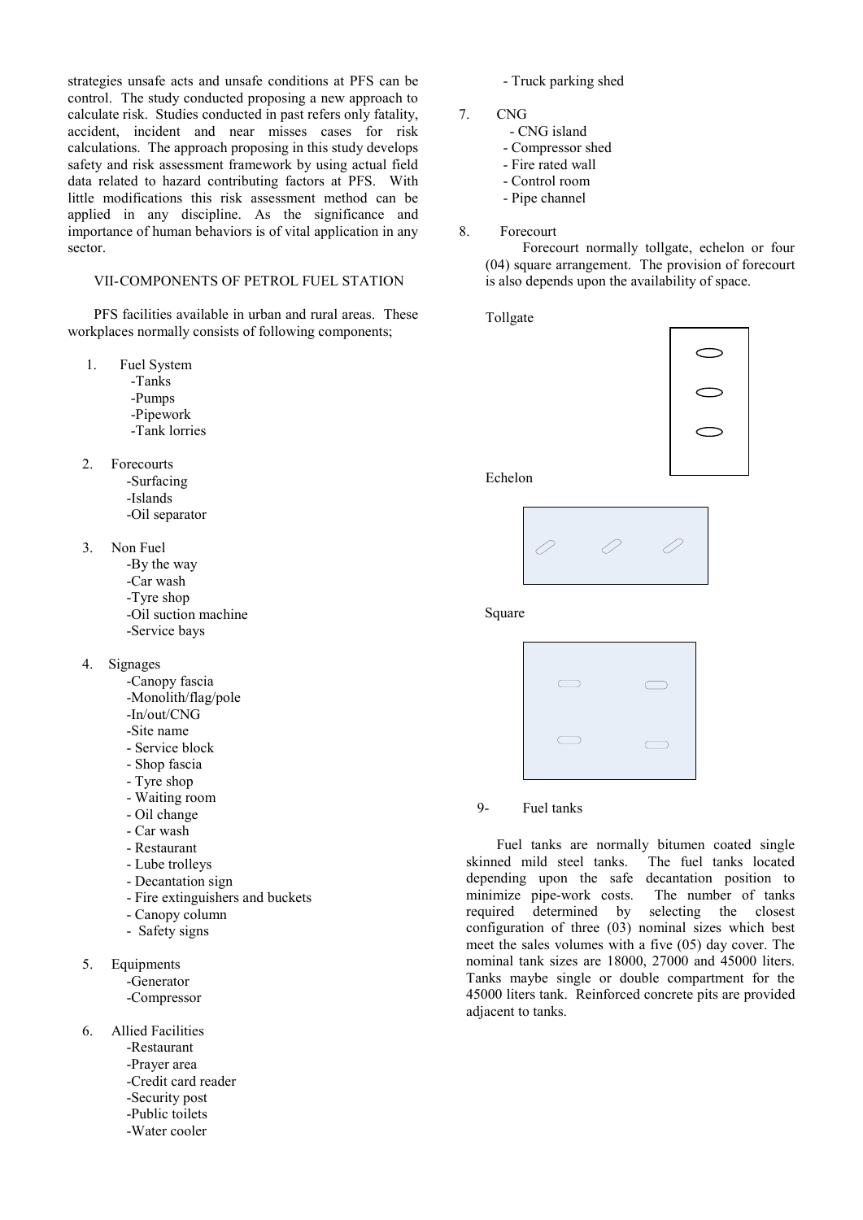strategies unsafe acts and unsafe conditions at PFS can be control. The study conducted proposing a new approach to calculate risk. Studies conducted in past refers only fatality, accident, incident and near misses cases for risk calculations. The approach proposing in this study develops safety and risk assessment framework by using actual field data related to hazard contributing factors at PFS. With little modifications this risk assessment method can be applied in any discipline. As the significance and importance of human behaviors is of vital application in any sector.

## VII- COMPONENTS OF PETROL FUEL STATION

PFS facilities available in urban and rural areas. These workplaces normally consists of following components;

1. Fuel System
   - Tanks
   - Pumps
   - Pipework
   - Tank lorries
2. Forecourts
   - Surfacing
   - Islands
   - Oil separator
3. Non Fuel
   - By the way
   - Car wash
   - Tyre shop
   - Oil suction machine
   - Service bays
4. Signages
   - Canopy fascia
   - Monolith/flag/pole
   - In/out/CNG
   - Site name
   - Service block
   - Shop fascia
   - Tyre shop
   - Waiting room
   - Oil change
   - Car wash
   - Restaurant
   - Lube trolleys
   - Decantation sign
   - Fire extinguishers and buckets
   - Canopy column
   - Safety signs
5. Equipments
   - Generator
   - Compressor
6. Allied Facilities
   - Restaurant
   - Prayer area
   - Credit card reader
   - Security post
   - Public toilets
   - Water cooler
   - Truck parking shed
7. CNG
   - CNG island
   - Compressor shed
   - Fire rated wall
   - Control room
   - Pipe channel
8. Forecourt

   Forecourt normally tollgate, echelon or four (04) square arrangement. The provision of forecourt is also depends upon the availability of space.

   Tollgate

   Echelon

   Square

9- Fuel tanks

Fuel tanks are normally bitumen coated single skinned mild steel tanks. The fuel tanks located depending upon the safe decantation position to minimize pipe-work costs. The number of tanks required determined by selecting the closest configuration of three (03) nominal sizes which best meet the sales volumes with a five (05) day cover. The nominal tank sizes are 18000, 27000 and 45000 liters. Tanks maybe single or double compartment for the 45000 liters tank. Reinforced concrete pits are provided adjacent to tanks.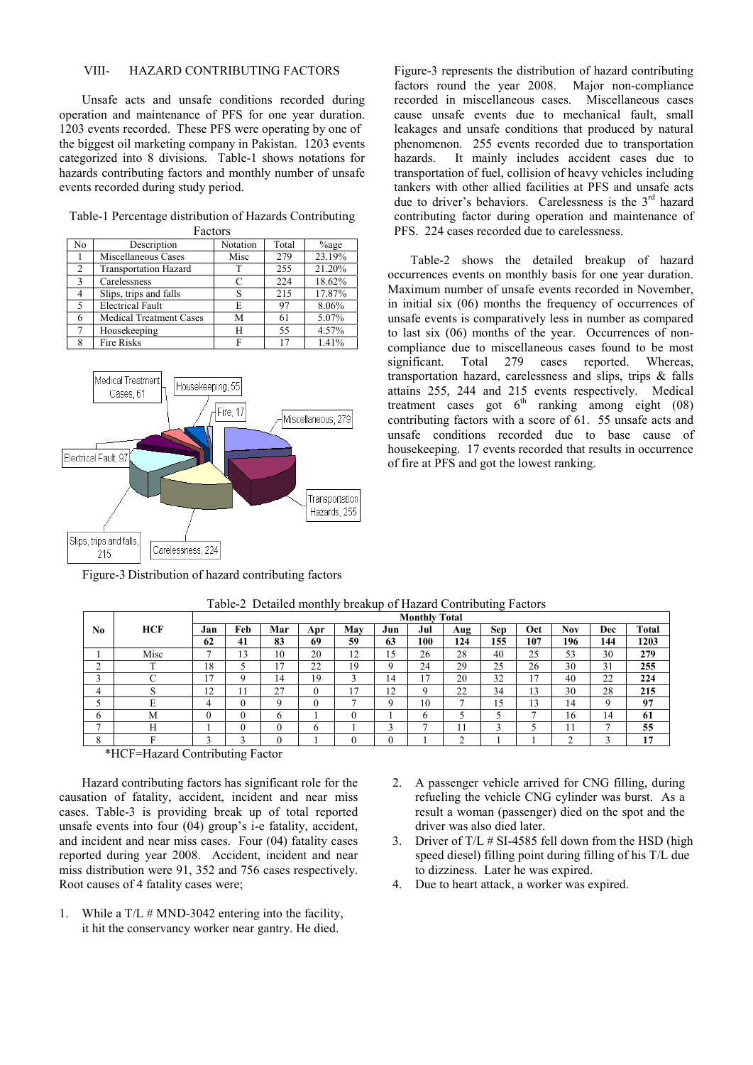## VIII- HAZARD CONTRIBUTING FACTORS

Unsafe acts and unsafe conditions recorded during operation and maintenance of PFS for one year duration. 1203 events recorded. These PFS were operating by one of the biggest oil marketing company in Pakistan. 1203 events categorized into 8 divisions. Table-1 shows notations for hazards contributing factors and monthly number of unsafe events recorded during study period.

Table-1 Percentage distribution of Hazards Contributing Factors

| No | Description | Notation | Total | %age |
|---|---|---|---|---|
| 1 | Miscellaneous Cases | Misc | 279 | 23.19% |
| 2 | Transportation Hazard | T | 255 | 21.20% |
| 3 | Carelessness | C | 224 | 18.62% |
| 4 | Slips, trips and falls | S | 215 | 17.87% |
| 5 | Electrical Fault | E | 97 | 8.06% |
| 6 | Medical Treatment Cases | M | 61 | 5.07% |
| 7 | Housekeeping | H | 55 | 4.57% |
| 8 | Fire Risks | F | 17 | 1.41% |

Figure-3 Distribution of hazard contributing factors

Figure-3 represents the distribution of hazard contributing factors round the year 2008. Major non-compliance recorded in miscellaneous cases. Miscellaneous cases cause unsafe events due to mechanical fault, small leakages and unsafe conditions that produced by natural phenomenon. 255 events recorded due to transportation hazards. It mainly includes accident cases due to transportation of fuel, collision of heavy vehicles including tankers with other allied facilities at PFS and unsafe acts due to driver's behaviors. Carelessness is the 3rd hazard contributing factor during operation and maintenance of PFS. 224 cases recorded due to carelessness.

Table-2 shows the detailed breakup of hazard occurrences events on monthly basis for one year duration. Maximum number of unsafe events recorded in November, in initial six (06) months the frequency of occurrences of unsafe events is comparatively less in number as compared to last six (06) months of the year. Occurrences of non-compliance due to miscellaneous cases found to be most significant. Total 279 cases reported. Whereas, transportation hazard, carelessness and slips, trips & falls attains 255, 244 and 215 events respectively. Medical treatment cases got 6th ranking among eight (08) contributing factors with a score of 61. 55 unsafe acts and unsafe conditions recorded due to base cause of housekeeping. 17 events recorded that results in occurrence of fire at PFS and got the lowest ranking.

Table-2 Detailed monthly breakup of Hazard Contributing Factors

| No | HCF | Monthly Total | | | | | | | | | | | | |
|---|---|---|---|---|---|---|---|---|---|---|---|---|---|---|
| | | **Jan** | **Feb** | **Mar** | **Apr** | **May** | **Jun** | **Jul** | **Aug** | **Sep** | **Oct** | **Nov** | **Dec** | **Total** |
| | | **62** | **41** | **83** | **69** | **59** | **63** | **100** | **124** | **155** | **107** | **196** | **144** | **1203** |
| 1 | Misc | 7 | 13 | 10 | 20 | 12 | 15 | 26 | 28 | 40 | 25 | 53 | 30 | **279** |
| 2 | T | 18 | 5 | 17 | 22 | 19 | 9 | 24 | 29 | 25 | 26 | 30 | 31 | **255** |
| 3 | C | 17 | 9 | 14 | 19 | 3 | 14 | 17 | 20 | 32 | 17 | 40 | 22 | **224** |
| 4 | S | 12 | 11 | 27 | 0 | 17 | 12 | 9 | 22 | 34 | 13 | 30 | 28 | **215** |
| 5 | E | 4 | 0 | 9 | 0 | 7 | 9 | 10 | 7 | 15 | 13 | 14 | 9 | **97** |
| 6 | M | 0 | 0 | 6 | 1 | 0 | 1 | 6 | 5 | 5 | 7 | 16 | 14 | **61** |
| 7 | H | 1 | 0 | 0 | 6 | 1 | 3 | 7 | 11 | 3 | 5 | 11 | 7 | **55** |
| 8 | F | 3 | 3 | 0 | 1 | 0 | 0 | 1 | 2 | 1 | 1 | 2 | 3 | **17** |

*HCF=Hazard Contributing Factor

Hazard contributing factors has significant role for the causation of fatality, accident, incident and near miss cases. Table-3 is providing break up of total reported unsafe events into four (04) group's i-e fatality, accident, and incident and near miss cases. Four (04) fatality cases reported during year 2008. Accident, incident and near miss distribution were 91, 352 and 756 cases respectively. Root causes of 4 fatality cases were;

1. While a T/L # MND-3042 entering into the facility, it hit the conservancy worker near gantry. He died.
2. A passenger vehicle arrived for CNG filling, during refueling the vehicle CNG cylinder was burst. As a result a woman (passenger) died on the spot and the driver was also died later.
3. Driver of T/L # SI-4585 fell down from the HSD (high speed diesel) filling point during filling of his T/L due to dizziness. Later he was expired.
4. Due to heart attack, a worker was expired.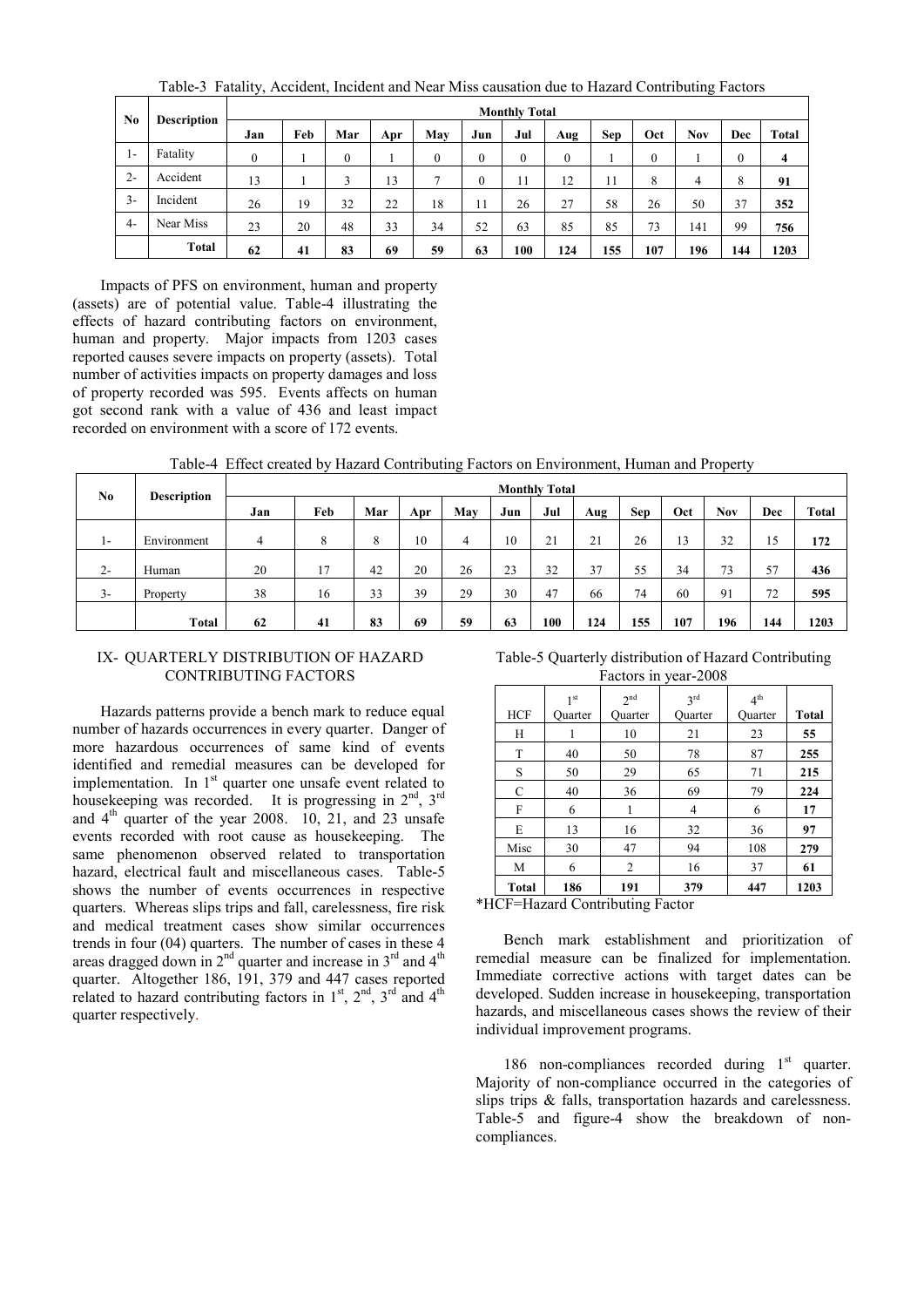Table-3 Fatality, Accident, Incident and Near Miss causation due to Hazard Contributing Factors

| No | Description | Monthly Total | | | | | | | | | | | | |
|---|---|---|---|---|---|---|---|---|---|---|---|---|---|---|
| | | Jan | Feb | Mar | Apr | May | Jun | Jul | Aug | Sep | Oct | Nov | Dec | Total |
| 1- | Fatality | 0 | 1 | 0 | 1 | 0 | 0 | 0 | 0 | 1 | 0 | 1 | 0 | **4** |
| 2- | Accident | 13 | 1 | 3 | 13 | 7 | 0 | 11 | 12 | 11 | 8 | 4 | 8 | **91** |
| 3- | Incident | 26 | 19 | 32 | 22 | 18 | 11 | 26 | 27 | 58 | 26 | 50 | 37 | **352** |
| 4- | Near Miss | 23 | 20 | 48 | 33 | 34 | 52 | 63 | 85 | 85 | 73 | 141 | 99 | **756** |
| | **Total** | **62** | **41** | **83** | **69** | **59** | **63** | **100** | **124** | **155** | **107** | **196** | **144** | **1203** |

Impacts of PFS on environment, human and property (assets) are of potential value. Table-4 illustrating the effects of hazard contributing factors on environment, human and property. Major impacts from 1203 cases reported causes severe impacts on property (assets). Total number of activities impacts on property damages and loss of property recorded was 595. Events affects on human got second rank with a value of 436 and least impact recorded on environment with a score of 172 events.

Table-4 Effect created by Hazard Contributing Factors on Environment, Human and Property

| No | Description | Monthly Total | | | | | | | | | | | | |
|---|---|---|---|---|---|---|---|---|---|---|---|---|---|---|
| | | Jan | Feb | Mar | Apr | May | Jun | Jul | Aug | Sep | Oct | Nov | Dec | Total |
| 1- | Environment | 4 | 8 | 8 | 10 | 4 | 10 | 21 | 21 | 26 | 13 | 32 | 15 | **172** |
| 2- | Human | 20 | 17 | 42 | 20 | 26 | 23 | 32 | 37 | 55 | 34 | 73 | 57 | **436** |
| 3- | Property | 38 | 16 | 33 | 39 | 29 | 30 | 47 | 66 | 74 | 60 | 91 | 72 | **595** |
| | **Total** | **62** | **41** | **83** | **69** | **59** | **63** | **100** | **124** | **155** | **107** | **196** | **144** | **1203** |

## IX- QUARTERLY DISTRIBUTION OF HAZARD CONTRIBUTING FACTORS

Hazards patterns provide a bench mark to reduce equal number of hazards occurrences in every quarter. Danger of more hazardous occurrences of same kind of events identified and remedial measures can be developed for implementation. In 1st quarter one unsafe event related to housekeeping was recorded. It is progressing in 2nd, 3rd and 4th quarter of the year 2008. 10, 21, and 23 unsafe events recorded with root cause as housekeeping. The same phenomenon observed related to transportation hazard, electrical fault and miscellaneous cases. Table-5 shows the number of events occurrences in respective quarters. Whereas slips trips and fall, carelessness, fire risk and medical treatment cases show similar occurrences trends in four (04) quarters. The number of cases in these 4 areas dragged down in 2nd quarter and increase in 3rd and 4th quarter. Altogether 186, 191, 379 and 447 cases reported related to hazard contributing factors in 1st, 2nd, 3rd and 4th quarter respectively.

Table-5 Quarterly distribution of Hazard Contributing Factors in year-2008

| HCF | 1st Quarter | 2nd Quarter | 3rd Quarter | 4th Quarter | Total |
|---|---|---|---|---|---|
| H | 1 | 10 | 21 | 23 | **55** |
| T | 40 | 50 | 78 | 87 | **255** |
| S | 50 | 29 | 65 | 71 | **215** |
| C | 40 | 36 | 69 | 79 | **224** |
| F | 6 | 1 | 4 | 6 | **17** |
| E | 13 | 16 | 32 | 36 | **97** |
| Misc | 30 | 47 | 94 | 108 | **279** |
| M | 6 | 2 | 16 | 37 | **61** |
| **Total** | **186** | **191** | **379** | **447** | **1203** |

*HCF=Hazard Contributing Factor

Bench mark establishment and prioritization of remedial measure can be finalized for implementation. Immediate corrective actions with target dates can be developed. Sudden increase in housekeeping, transportation hazards, and miscellaneous cases shows the review of their individual improvement programs.

186 non-compliances recorded during 1st quarter. Majority of non-compliance occurred in the categories of slips trips & falls, transportation hazards and carelessness. Table-5 and figure-4 show the breakdown of non-compliances.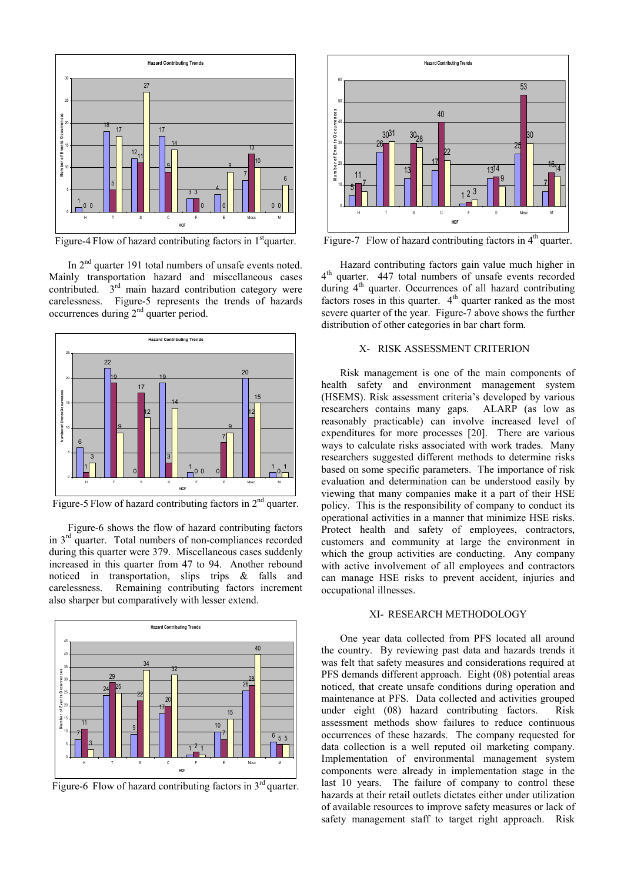Figure-4 Flow of hazard contributing factors in 1st quarter.

In 2nd quarter 191 total numbers of unsafe events noted. Mainly transportation hazard and miscellaneous cases contributed. 3rd main hazard contribution category were carelessness. Figure-5 represents the trends of hazards occurrences during 2nd quarter period.

Figure-5 Flow of hazard contributing factors in 2nd quarter.

Figure-6 shows the flow of hazard contributing factors in 3rd quarter. Total numbers of non-compliances recorded during this quarter were 379. Miscellaneous cases suddenly increased in this quarter from 47 to 94. Another rebound noticed in transportation, slips trips & falls and carelessness. Remaining contributing factors increment also sharper but comparatively with lesser extend.

Figure-6 Flow of hazard contributing factors in 3rd quarter.

Figure-7 Flow of hazard contributing factors in 4th quarter.

Hazard contributing factors gain value much higher in 4th quarter. 447 total numbers of unsafe events recorded during 4th quarter. Occurrences of all hazard contributing factors roses in this quarter. 4th quarter ranked as the most severe quarter of the year. Figure-7 above shows the further distribution of other categories in bar chart form.

## X- RISK ASSESSMENT CRITERION

Risk management is one of the main components of health safety and environment management system (HSEMS). Risk assessment criteria's developed by various researchers contains many gaps. ALARP (as low as reasonably practicable) can involve increased level of expenditures for more processes [20]. There are various ways to calculate risks associated with work trades. Many researchers suggested different methods to determine risks based on some specific parameters. The importance of risk evaluation and determination can be understood easily by viewing that many companies make it a part of their HSE policy. This is the responsibility of company to conduct its operational activities in a manner that minimize HSE risks. Protect health and safety of employees, contractors, customers and community at large the environment in which the group activities are conducting. Any company with active involvement of all employees and contractors can manage HSE risks to prevent accident, injuries and occupational illnesses.

## XI- RESEARCH METHODOLOGY

One year data collected from PFS located all around the country. By reviewing past data and hazards trends it was felt that safety measures and considerations required at PFS demands different approach. Eight (08) potential areas noticed, that create unsafe conditions during operation and maintenance at PFS. Data collected and activities grouped under eight (08) hazard contributing factors. Risk assessment methods show failures to reduce continuous occurrences of these hazards. The company requested for data collection is a well reputed oil marketing company. Implementation of environmental management system components were already in implementation stage in the last 10 years. The failure of company to control these hazards at their retail outlets dictates either under utilization of available resources to improve safety measures or lack of safety management staff to target right approach. Risk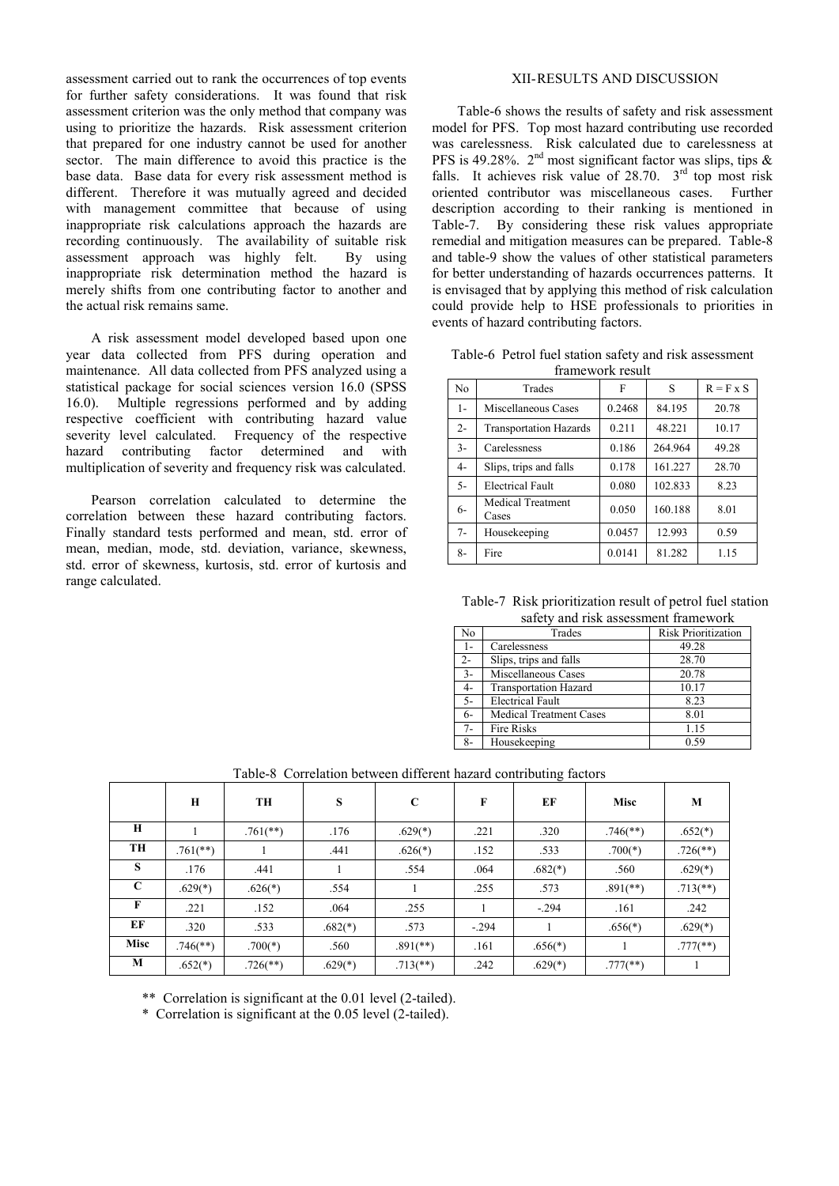assessment carried out to rank the occurrences of top events for further safety considerations. It was found that risk assessment criterion was the only method that company was using to prioritize the hazards. Risk assessment criterion that prepared for one industry cannot be used for another sector. The main difference to avoid this practice is the base data. Base data for every risk assessment method is different. Therefore it was mutually agreed and decided with management committee that because of using inappropriate risk calculations approach the hazards are recording continuously. The availability of suitable risk assessment approach was highly felt. By using inappropriate risk determination method the hazard is merely shifts from one contributing factor to another and the actual risk remains same.

A risk assessment model developed based upon one year data collected from PFS during operation and maintenance. All data collected from PFS analyzed using a statistical package for social sciences version 16.0 (SPSS 16.0). Multiple regressions performed and by adding respective coefficient with contributing hazard value severity level calculated. Frequency of the respective hazard contributing factor determined and with multiplication of severity and frequency risk was calculated.

Pearson correlation calculated to determine the correlation between these hazard contributing factors. Finally standard tests performed and mean, std. error of mean, median, mode, std. deviation, variance, skewness, std. error of skewness, kurtosis, std. error of kurtosis and range calculated.

## XII-RESULTS AND DISCUSSION

Table-6 shows the results of safety and risk assessment model for PFS. Top most hazard contributing use recorded was carelessness. Risk calculated due to carelessness at PFS is 49.28%. 2[nd] most significant factor was slips, tips & falls. It achieves risk value of 28.70. 3[rd] top most risk oriented contributor was miscellaneous cases. Further description according to their ranking is mentioned in Table-7. By considering these risk values appropriate remedial and mitigation measures can be prepared. Table-8 and table-9 show the values of other statistical parameters for better understanding of hazards occurrences patterns. It is envisaged that by applying this method of risk calculation could provide help to HSE professionals to priorities in events of hazard contributing factors.

Table-6 Petrol fuel station safety and risk assessment framework result

| No | Trades | F | S | R = F x S |
|---|---|---|---|---|
| 1- | Miscellaneous Cases | 0.2468 | 84.195 | 20.78 |
| 2- | Transportation Hazards | 0.211 | 48.221 | 10.17 |
| 3- | Carelessness | 0.186 | 264.964 | 49.28 |
| 4- | Slips, trips and falls | 0.178 | 161.227 | 28.70 |
| 5- | Electrical Fault | 0.080 | 102.833 | 8.23 |
| 6- | Medical Treatment Cases | 0.050 | 160.188 | 8.01 |
| 7- | Housekeeping | 0.0457 | 12.993 | 0.59 |
| 8- | Fire | 0.0141 | 81.282 | 1.15 |

Table-7 Risk prioritization result of petrol fuel station safety and risk assessment framework

| No | Trades | Risk Prioritization |
|---|---|---|
| 1- | Carelessness | 49.28 |
| 2- | Slips, trips and falls | 28.70 |
| 3- | Miscellaneous Cases | 20.78 |
| 4- | Transportation Hazard | 10.17 |
| 5- | Electrical Fault | 8.23 |
| 6- | Medical Treatment Cases | 8.01 |
| 7- | Fire Risks | 1.15 |
| 8- | Housekeeping | 0.59 |

Table-8 Correlation between different hazard contributing factors

| | H | TH | S | C | F | EF | Misc | M |
|---|---|---|---|---|---|---|---|---|
| **H** | 1 | .761(**) | .176 | .629(*) | .221 | .320 | .746(**) | .652(*) |
| **TH** | .761(**) | 1 | .441 | .626(*) | .152 | .533 | .700(*) | .726(**) |
| **S** | .176 | .441 | 1 | .554 | .064 | .682(*) | .560 | .629(*) |
| **C** | .629(*) | .626(*) | .554 | 1 | .255 | .573 | .891(**) | .713(**) |
| **F** | .221 | .152 | .064 | .255 | 1 | -.294 | .161 | .242 |
| **EF** | .320 | .533 | .682(*) | .573 | -.294 | 1 | .656(*) | .629(*) |
| **Misc** | .746(**) | .700(*) | .560 | .891(**) | .161 | .656(*) | 1 | .777(**) |
| **M** | .652(*) | .726(**) | .629(*) | .713(**) | .242 | .629(*) | .777(**) | 1 |

** Correlation is significant at the 0.01 level (2-tailed).

* Correlation is significant at the 0.05 level (2-tailed).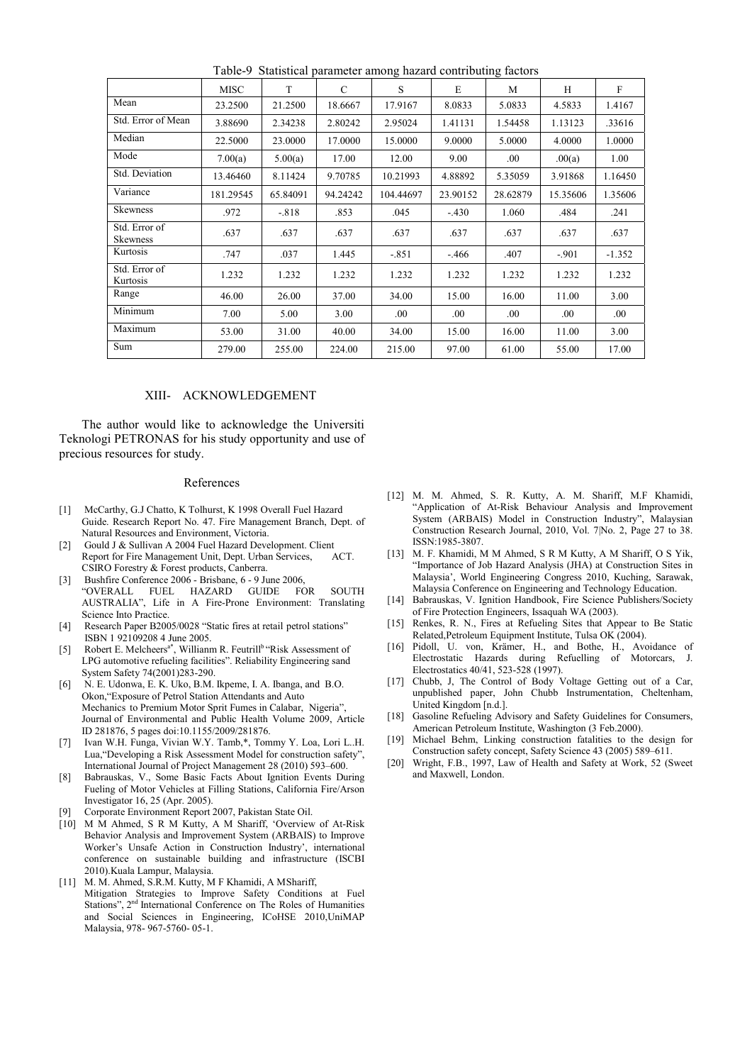Table-9 Statistical parameter among hazard contributing factors

| | MISC | T | C | S | E | M | H | F |
|---|---|---|---|---|---|---|---|---|
| Mean | 23.2500 | 21.2500 | 18.6667 | 17.9167 | 8.0833 | 5.0833 | 4.5833 | 1.4167 |
| Std. Error of Mean | 3.88690 | 2.34238 | 2.80242 | 2.95024 | 1.41131 | 1.54458 | 1.13123 | .33616 |
| Median | 22.5000 | 23.0000 | 17.0000 | 15.0000 | 9.0000 | 5.0000 | 4.0000 | 1.0000 |
| Mode | 7.00(a) | 5.00(a) | 17.00 | 12.00 | 9.00 | .00 | .00(a) | 1.00 |
| Std. Deviation | 13.46460 | 8.11424 | 9.70785 | 10.21993 | 4.88892 | 5.35059 | 3.91868 | 1.16450 |
| Variance | 181.29545 | 65.84091 | 94.24242 | 104.44697 | 23.90152 | 28.62879 | 15.35606 | 1.35606 |
| Skewness | .972 | -.818 | .853 | .045 | -.430 | 1.060 | .484 | .241 |
| Std. Error of Skewness | .637 | .637 | .637 | .637 | .637 | .637 | .637 | .637 |
| Kurtosis | .747 | .037 | 1.445 | -.851 | -.466 | .407 | -.901 | -1.352 |
| Std. Error of Kurtosis | 1.232 | 1.232 | 1.232 | 1.232 | 1.232 | 1.232 | 1.232 | 1.232 |
| Range | 46.00 | 26.00 | 37.00 | 34.00 | 15.00 | 16.00 | 11.00 | 3.00 |
| Minimum | 7.00 | 5.00 | 3.00 | .00 | .00 | .00 | .00 | .00 |
| Maximum | 53.00 | 31.00 | 40.00 | 34.00 | 15.00 | 16.00 | 11.00 | 3.00 |
| Sum | 279.00 | 255.00 | 224.00 | 215.00 | 97.00 | 61.00 | 55.00 | 17.00 |

## XIII- ACKNOWLEDGEMENT

The author would like to acknowledge the Universiti Teknologi PETRONAS for his study opportunity and use of precious resources for study.

## References

[1] McCarthy, G.J Chatto, K Tolhurst, K 1998 Overall Fuel Hazard Guide. Research Report No. 47. Fire Management Branch, Dept. of Natural Resources and Environment, Victoria.

[2] Gould J & Sullivan A 2004 Fuel Hazard Development. Client Report for Fire Management Unit, Dept. Urban Services, ACT. CSIRO Forestry & Forest products, Canberra.

[3] Bushfire Conference 2006 - Brisbane, 6 - 9 June 2006, "OVERALL FUEL HAZARD GUIDE FOR SOUTH AUSTRALIA", Life in A Fire-Prone Environment: Translating Science Into Practice.

[4] Research Paper B2005/0028 "Static fires at retail petrol stations" ISBN 1 92109208 4 June 2005.

[5] Robert E. Melcheers[a*], Willianm R. Feutrill[b] "Risk Assessment of LPG automotive refueling facilities". Reliability Engineering sand System Safety 74(2001)283-290.

[6] N. E. Udonwa, E. K. Uko, B.M. Ikpeme, I. A. Ibanga, and B.O. Okon,"Exposure of Petrol Station Attendants and Auto Mechanics to Premium Motor Sprit Fumes in Calabar, Nigeria", Journal of Environmental and Public Health Volume 2009, Article ID 281876, 5 pages doi:10.1155/2009/281876.

[7] Ivan W.H. Funga, Vivian W.Y. Tamb,*, Tommy Y. Loa, Lori L..H. Lua,"Developing a Risk Assessment Model for construction safety", International Journal of Project Management 28 (2010) 593–600.

[8] Babrauskas, V., Some Basic Facts About Ignition Events During Fueling of Motor Vehicles at Filling Stations, California Fire/Arson Investigator 16, 25 (Apr. 2005).

[9] Corporate Environment Report 2007, Pakistan State Oil.

[10] M M Ahmed, S R M Kutty, A M Shariff, 'Overview of At-Risk Behavior Analysis and Improvement System (ARBAIS) to Improve Worker's Unsafe Action in Construction Industry', international conference on sustainable building and infrastructure (ISCBI 2010).Kuala Lampur, Malaysia.

[11] M. M. Ahmed, S.R.M. Kutty, M F Khamidi, A MShariff, Mitigation Strategies to Improve Safety Conditions at Fuel Stations", 2nd International Conference on The Roles of Humanities and Social Sciences in Engineering, ICoHSE 2010,UniMAP Malaysia, 978- 967-5760- 05-1.

[12] M. M. Ahmed, S. R. Kutty, A. M. Shariff, M.F Khamidi, "Application of At-Risk Behaviour Analysis and Improvement System (ARBAIS) Model in Construction Industry", Malaysian Construction Research Journal, 2010, Vol. 7|No. 2, Page 27 to 38. ISSN:1985-3807.

[13] M. F. Khamidi, M M Ahmed, S R M Kutty, A M Shariff, O S Yik, "Importance of Job Hazard Analysis (JHA) at Construction Sites in Malaysia', World Engineering Congress 2010, Kuching, Sarawak, Malaysia Conference on Engineering and Technology Education.

[14] Babrauskas, V. Ignition Handbook, Fire Science Publishers/Society of Fire Protection Engineers, Issaquah WA (2003).

[15] Renkes, R. N., Fires at Refueling Sites that Appear to Be Static Related,Petroleum Equipment Institute, Tulsa OK (2004).

[16] Pidoll, U. von, Krämer, H., and Bothe, H., Avoidance of Electrostatic Hazards during Refuelling of Motorcars, J. Electrostatics 40/41, 523-528 (1997).

[17] Chubb, J, The Control of Body Voltage Getting out of a Car, unpublished paper, John Chubb Instrumentation, Cheltenham, United Kingdom [n.d.].

[18] Gasoline Refueling Advisory and Safety Guidelines for Consumers, American Petroleum Institute, Washington (3 Feb.2000).

[19] Michael Behm, Linking construction fatalities to the design for Construction safety concept, Safety Science 43 (2005) 589–611.

[20] Wright, F.B., 1997, Law of Health and Safety at Work, 52 (Sweet and Maxwell, London.